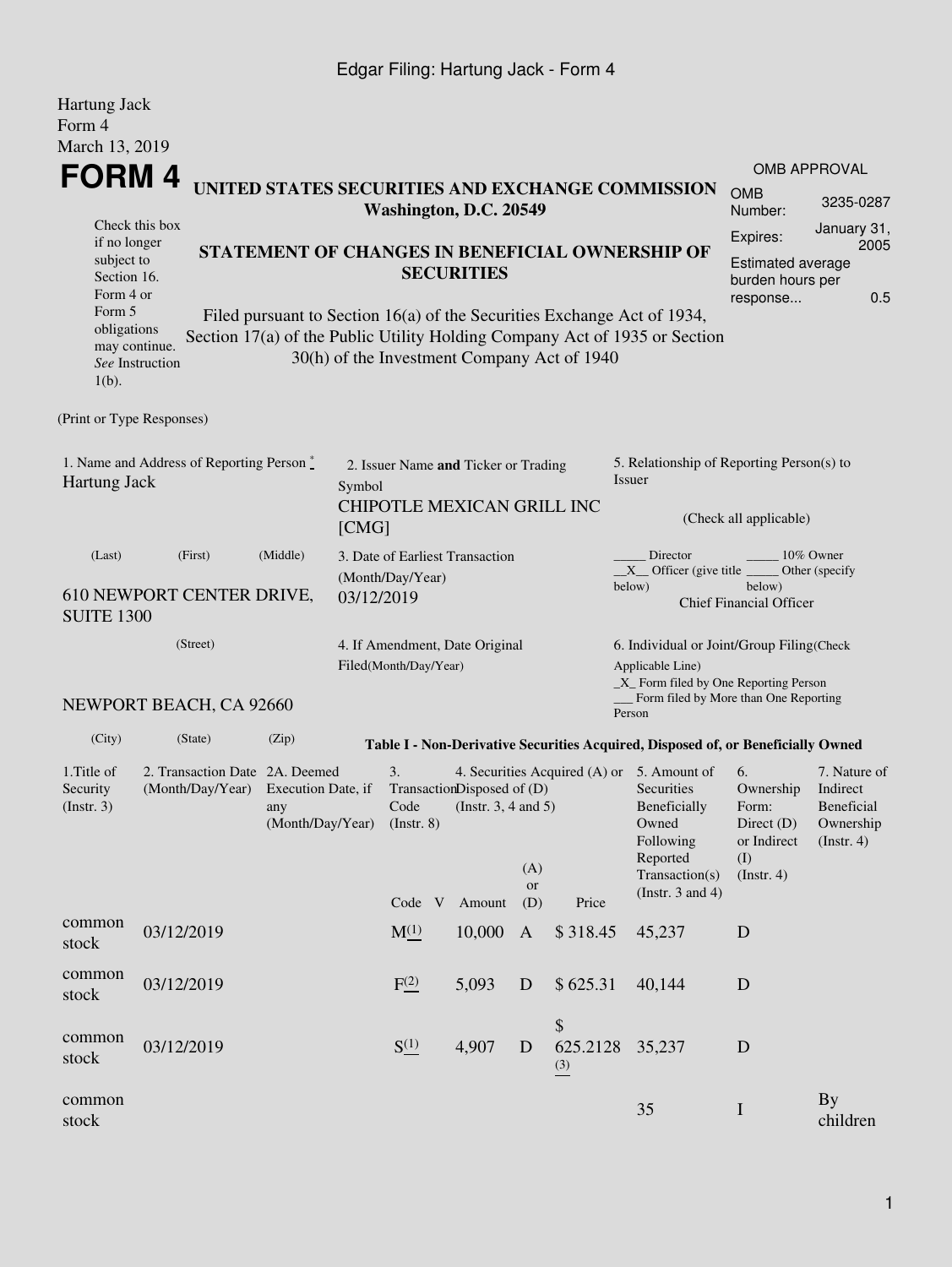Edgar Filing: Hartung Jack - Form 4

Hartung Jack
Form 4
March 13, 2019

# FORM 4

## UNITED STATES SECURITIES AND EXCHANGE COMMISSION
**Washington, D.C. 20549**

OMB APPROVAL

| | |
|---|---|
| OMB Number: | 3235-0287 |
| Expires: | January 31, 2005 |
| Estimated average burden hours per response... | 0.5 |

Check this box if no longer subject to Section 16. Form 4 or Form 5 obligations may continue. *See* Instruction 1(b).

## STATEMENT OF CHANGES IN BENEFICIAL OWNERSHIP OF SECURITIES

Filed pursuant to Section 16(a) of the Securities Exchange Act of 1934, Section 17(a) of the Public Utility Holding Company Act of 1935 or Section 30(h) of the Investment Company Act of 1940

(Print or Type Responses)

1. Name and Address of Reporting Person *
Hartung Jack

(Last) (First) (Middle)

610 NEWPORT CENTER DRIVE, SUITE 1300

(Street)

NEWPORT BEACH, CA 92660

(City) (State) (Zip)

2. Issuer Name **and** Ticker or Trading Symbol
CHIPOTLE MEXICAN GRILL INC [CMG]

3. Date of Earliest Transaction (Month/Day/Year)
03/12/2019

4. If Amendment, Date Original Filed(Month/Day/Year)

5. Relationship of Reporting Person(s) to Issuer

(Check all applicable)

_____ Director _____ 10% Owner
__X__ Officer (give title below) _____ Other (specify below)
Chief Financial Officer

6. Individual or Joint/Group Filing(Check Applicable Line)
_X_ Form filed by One Reporting Person
___ Form filed by More than One Reporting Person

**Table I - Non-Derivative Securities Acquired, Disposed of, or Beneficially Owned**

| 1.Title of Security (Instr. 3) | 2. Transaction Date (Month/Day/Year) | 2A. Deemed Execution Date, if any (Month/Day/Year) | 3. Transaction Code (Instr. 8) Code | V | 4. Securities Acquired (A) or Disposed of (D) (Instr. 3, 4 and 5) Amount | (A) or (D) | Price | 5. Amount of Securities Beneficially Owned Following Reported Transaction(s) (Instr. 3 and 4) | 6. Ownership Form: Direct (D) or Indirect (I) (Instr. 4) | 7. Nature of Indirect Beneficial Ownership (Instr. 4) |
|---|---|---|---|---|---|---|---|---|---|---|
| common stock | 03/12/2019 | | M (1) | | 10,000 | A | $ 318.45 | 45,237 | D | |
| common stock | 03/12/2019 | | F (2) | | 5,093 | D | $ 625.31 | 40,144 | D | |
| common stock | 03/12/2019 | | S (1) | | 4,907 | D | $ 625.2128 (3) | 35,237 | D | |
| common stock | | | | | | | | 35 | I | By children |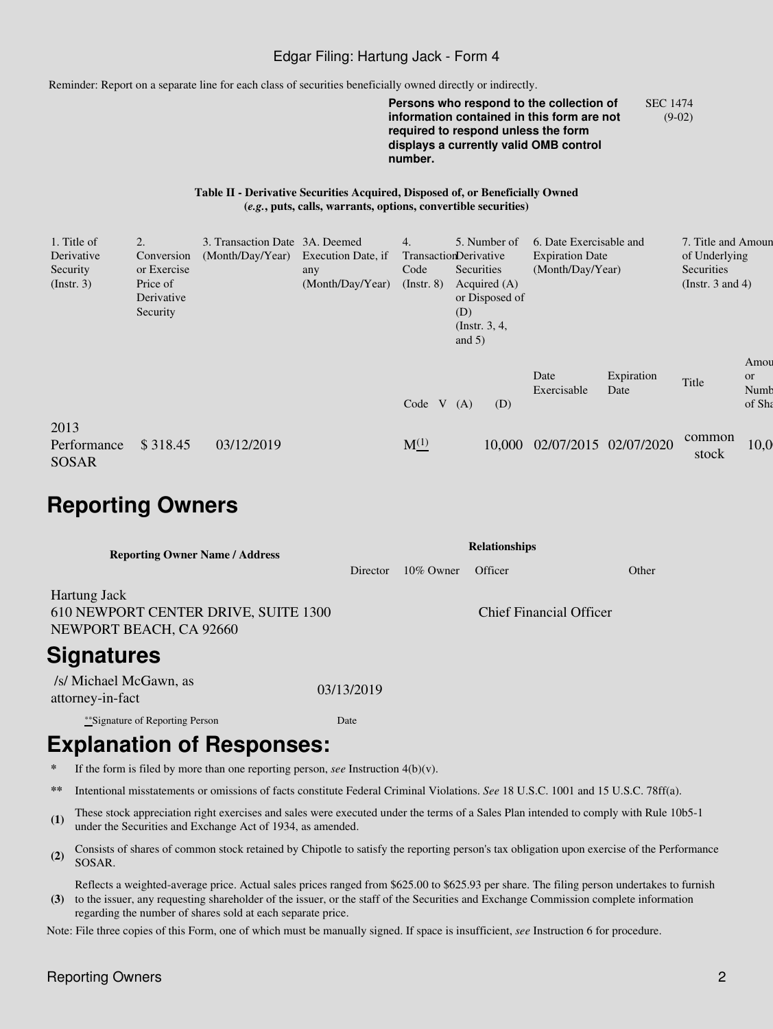Reminder: Report on a separate line for each class of securities beneficially owned directly or indirectly.

**Persons who respond to the collection of information contained in this form are not required to respond unless the form displays a currently valid OMB control number.**

SEC 1474 (9-02)

**Table II - Derivative Securities Acquired, Disposed of, or Beneficially Owned (*e.g.*, puts, calls, warrants, options, convertible securities)**

| 1. Title of Derivative Security (Instr. 3) | 2. Conversion or Exercise Price of Derivative Security | 3. Transaction Date (Month/Day/Year) | 3A. Deemed Execution Date, if any (Month/Day/Year) | 4. Transaction Code (Instr. 8) | | 5. Number of Derivative Securities Acquired (A) or Disposed of (D) (Instr. 3, 4, and 5) | | 6. Date Exercisable and Expiration Date (Month/Day/Year) | | 7. Title and Amount of Underlying Securities (Instr. 3 and 4) | |
|---|---|---|---|---|---|---|---|---|---|---|---|
| | | | | Code | V | (A) | (D) | Date Exercisable | Expiration Date | Title | Amount or Number of Shares |
| 2013 Performance SOSAR | $ 318.45 | 03/12/2019 | | M[(1)] | | | 10,000 | 02/07/2015 | 02/07/2020 | common stock | 10,0 |

# Reporting Owners

| Reporting Owner Name / Address | Relationships | | | |
|---|---|---|---|---|
| | Director | 10% Owner | Officer | Other |
| Hartung Jack<br>610 NEWPORT CENTER DRIVE, SUITE 1300<br>NEWPORT BEACH, CA 92660 | | | Chief Financial Officer | |

# Signatures

| /s/ Michael McGawn, as attorney-in-fact | 03/13/2019 |
|---|---|
| **Signature of Reporting Person | Date |

# Explanation of Responses:

\* If the form is filed by more than one reporting person, *see* Instruction 4(b)(v).

\** Intentional misstatements or omissions of facts constitute Federal Criminal Violations. *See* 18 U.S.C. 1001 and 15 U.S.C. 78ff(a).

**(1)** These stock appreciation right exercises and sales were executed under the terms of a Sales Plan intended to comply with Rule 10b5-1 under the Securities and Exchange Act of 1934, as amended.

**(2)** Consists of shares of common stock retained by Chipotle to satisfy the reporting person's tax obligation upon exercise of the Performance SOSAR.

**(3)** Reflects a weighted-average price. Actual sales prices ranged from $625.00 to $625.93 per share. The filing person undertakes to furnish to the issuer, any requesting shareholder of the issuer, or the staff of the Securities and Exchange Commission complete information regarding the number of shares sold at each separate price.

Note: File three copies of this Form, one of which must be manually signed. If space is insufficient, *see* Instruction 6 for procedure.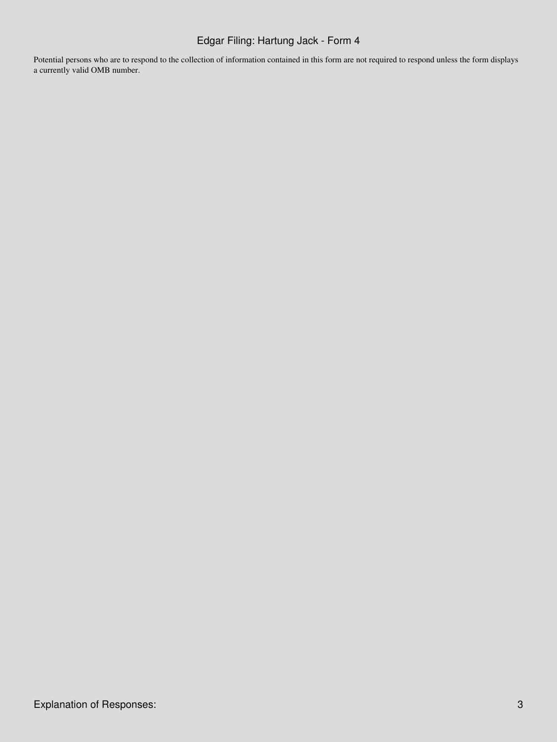Potential persons who are to respond to the collection of information contained in this form are not required to respond unless the form displays a currently valid OMB number.

Explanation of Responses: